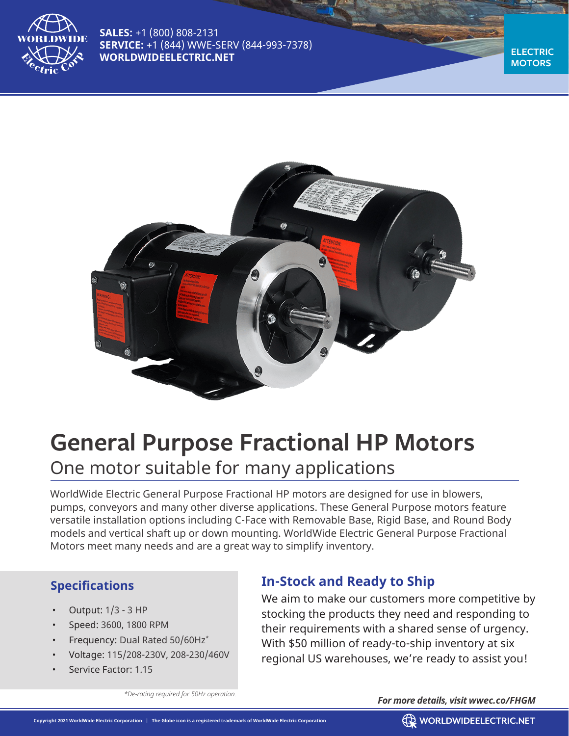**SALES:** +1 (800) 808-2131
**SERVICE:** +1 (844) WWE-SERV (844-993-7378)
**WORLDWIDEELECTRIC.NET**

**ELECTRIC MOTORS**

# General Purpose Fractional HP Motors

## One motor suitable for many applications

WorldWide Electric General Purpose Fractional HP motors are designed for use in blowers, pumps, conveyors and many other diverse applications. These General Purpose motors feature versatile installation options including C-Face with Removable Base, Rigid Base, and Round Body models and vertical shaft up or down mounting. WorldWide Electric General Purpose Fractional Motors meet many needs and are a great way to simplify inventory.

### Specifications

- Output: 1/3 - 3 HP
- Speed: 3600, 1800 RPM
- Frequency: Dual Rated 50/60Hz*
- Voltage: 115/208-230V, 208-230/460V
- Service Factor: 1.15

*\*De-rating required for 50Hz operation.*

### In-Stock and Ready to Ship

We aim to make our customers more competitive by stocking the products they need and responding to their requirements with a shared sense of urgency. With $50 million of ready-to-ship inventory at six regional US warehouses, we're ready to assist you!

***For more details, visit wwec.co/FHGM***

Copyright 2021 WorldWide Electric Corporation | The Globe icon is a registered trademark of WorldWide Electric Corporation

WORLDWIDEELECTRIC.NET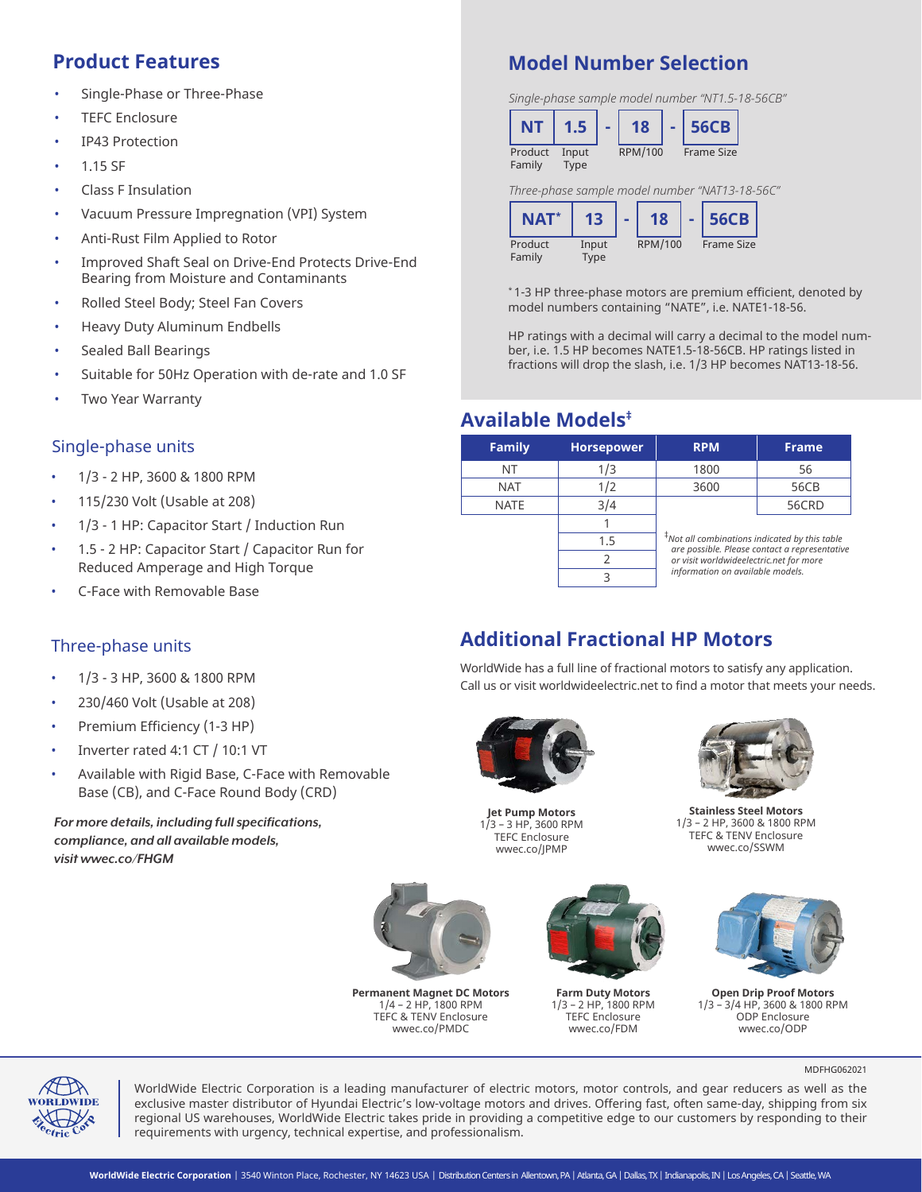## Product Features

- Single-Phase or Three-Phase
- TEFC Enclosure
- IP43 Protection
- 1.15 SF
- Class F Insulation
- Vacuum Pressure Impregnation (VPI) System
- Anti-Rust Film Applied to Rotor
- Improved Shaft Seal on Drive-End Protects Drive-End Bearing from Moisture and Contaminants
- Rolled Steel Body; Steel Fan Covers
- Heavy Duty Aluminum Endbells
- Sealed Ball Bearings
- Suitable for 50Hz Operation with de-rate and 1.0 SF
- Two Year Warranty

### Single-phase units

- 1/3 - 2 HP, 3600 & 1800 RPM
- 115/230 Volt (Usable at 208)
- 1/3 - 1 HP: Capacitor Start / Induction Run
- 1.5 - 2 HP: Capacitor Start / Capacitor Run for Reduced Amperage and High Torque
- C-Face with Removable Base

### Three-phase units

- 1/3 - 3 HP, 3600 & 1800 RPM
- 230/460 Volt (Usable at 208)
- Premium Efficiency (1-3 HP)
- Inverter rated 4:1 CT / 10:1 VT
- Available with Rigid Base, C-Face with Removable Base (CB), and C-Face Round Body (CRD)

***For more details, including full specifications, compliance, and all available models, visit wwec.co/FHGM***

## Model Number Selection

*Single-phase sample model number "NT1.5-18-56CB"*

| NT | 1.5 | - | 18 | - | 56CB |
|---|---|---|---|---|---|
| Product Family | Input Type | | RPM/100 | | Frame Size |

*Three-phase sample model number "NAT13-18-56C"*

| NAT* | 13 | - | 18 | - | 56CB |
|---|---|---|---|---|---|
| Product Family | Input Type | | RPM/100 | | Frame Size |

*1-3 HP three-phase motors are premium efficient, denoted by model numbers containing "NATE", i.e. NATE1-18-56.

HP ratings with a decimal will carry a decimal to the model number, i.e. 1.5 HP becomes NATE1.5-18-56CB. HP ratings listed in fractions will drop the slash, i.e. 1/3 HP becomes NAT13-18-56.

## Available Models‡

| Family | Horsepower | RPM | Frame |
|---|---|---|---|
| NT | 1/3 | 1800 | 56 |
| NAT | 1/2 | 3600 | 56CB |
| NATE | 3/4 | | 56CRD |
| | 1 | | |
| | 1.5 | | |
| | 2 | | |
| | 3 | | |

*‡Not all combinations indicated by this table are possible. Please contact a representative or visit worldwideelectric.net for more information on available models.*

## Additional Fractional HP Motors

WorldWide has a full line of fractional motors to satisfy any application. Call us or visit worldwideelectric.net to find a motor that meets your needs.

**Jet Pump Motors**
1/3 – 3 HP, 3600 RPM
TEFC Enclosure
wwec.co/JPMP

**Stainless Steel Motors**
1/3 – 2 HP, 3600 & 1800 RPM
TEFC & TENV Enclosure
wwec.co/SSWM

**Permanent Magnet DC Motors**
1/4 – 2 HP, 1800 RPM
TEFC & TENV Enclosure
wwec.co/PMDC

**Farm Duty Motors**
1/3 – 2 HP, 1800 RPM
TEFC Enclosure
wwec.co/FDM

**Open Drip Proof Motors**
1/3 – 3/4 HP, 3600 & 1800 RPM
ODP Enclosure
wwec.co/ODP

MDFHG062021

WorldWide Electric Corporation is a leading manufacturer of electric motors, motor controls, and gear reducers as well as the exclusive master distributor of Hyundai Electric's low-voltage motors and drives. Offering fast, often same-day, shipping from six regional US warehouses, WorldWide Electric takes pride in providing a competitive edge to our customers by responding to their requirements with urgency, technical expertise, and professionalism.

**WorldWide Electric Corporation** | 3540 Winton Place, Rochester, NY 14623 USA | Distribution Centers in Allentown, PA | Atlanta, GA | Dallas, TX | Indianapolis, IN | Los Angeles, CA | Seattle, WA